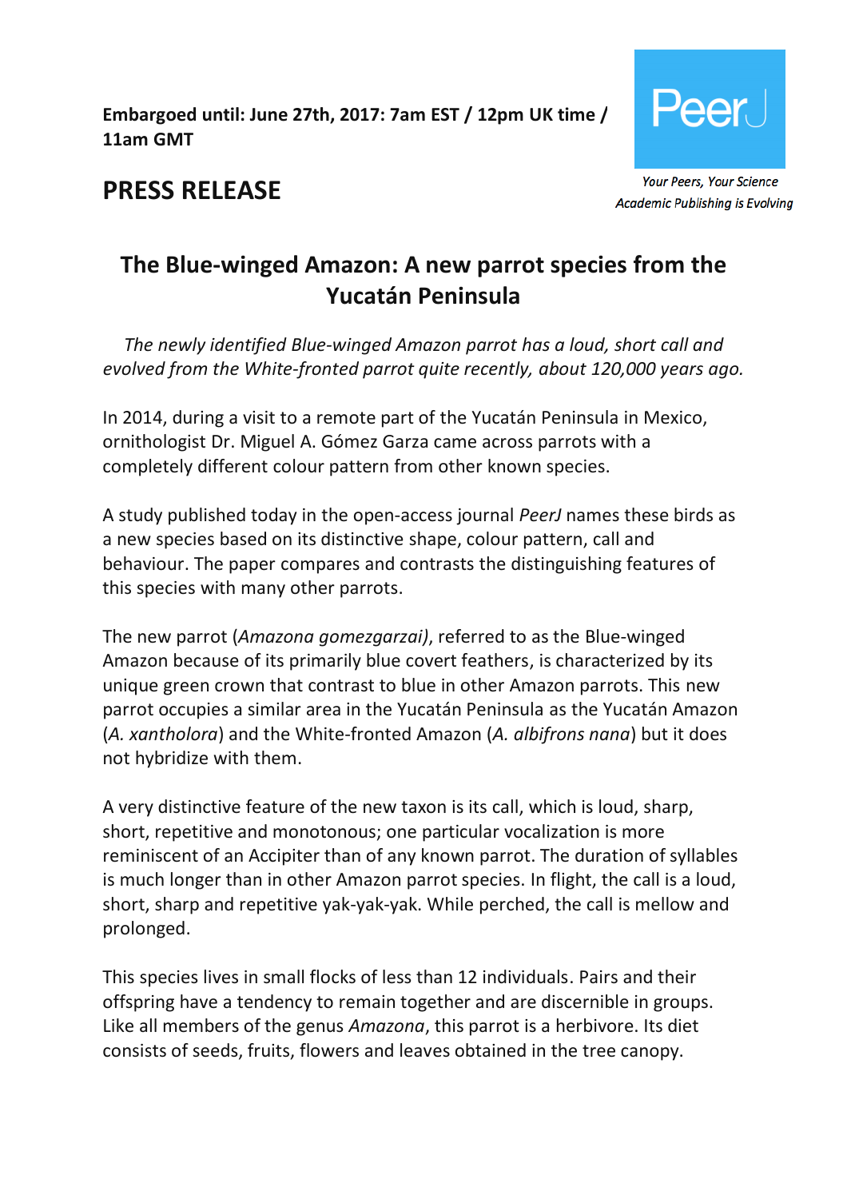**Embargoed until: June 27th, 2017: 7am EST / 12pm UK time / 11am GMT**

PeerJ

*Your Peers, Your Science*
*Academic Publishing is Evolving*

# PRESS RELEASE

## The Blue-winged Amazon: A new parrot species from the Yucatán Peninsula

*The newly identified Blue-winged Amazon parrot has a loud, short call and evolved from the White-fronted parrot quite recently, about 120,000 years ago.*

In 2014, during a visit to a remote part of the Yucatán Peninsula in Mexico, ornithologist Dr. Miguel A. Gómez Garza came across parrots with a completely different colour pattern from other known species.

A study published today in the open-access journal *PeerJ* names these birds as a new species based on its distinctive shape, colour pattern, call and behaviour. The paper compares and contrasts the distinguishing features of this species with many other parrots.

The new parrot (*Amazona gomezgarzai)*, referred to as the Blue-winged Amazon because of its primarily blue covert feathers, is characterized by its unique green crown that contrast to blue in other Amazon parrots. This new parrot occupies a similar area in the Yucatán Peninsula as the Yucatán Amazon (*A. xantholora*) and the White-fronted Amazon (*A. albifrons nana*) but it does not hybridize with them.

A very distinctive feature of the new taxon is its call, which is loud, sharp, short, repetitive and monotonous; one particular vocalization is more reminiscent of an Accipiter than of any known parrot. The duration of syllables is much longer than in other Amazon parrot species. In flight, the call is a loud, short, sharp and repetitive yak-yak-yak. While perched, the call is mellow and prolonged.

This species lives in small flocks of less than 12 individuals. Pairs and their offspring have a tendency to remain together and are discernible in groups. Like all members of the genus *Amazona*, this parrot is a herbivore. Its diet consists of seeds, fruits, flowers and leaves obtained in the tree canopy.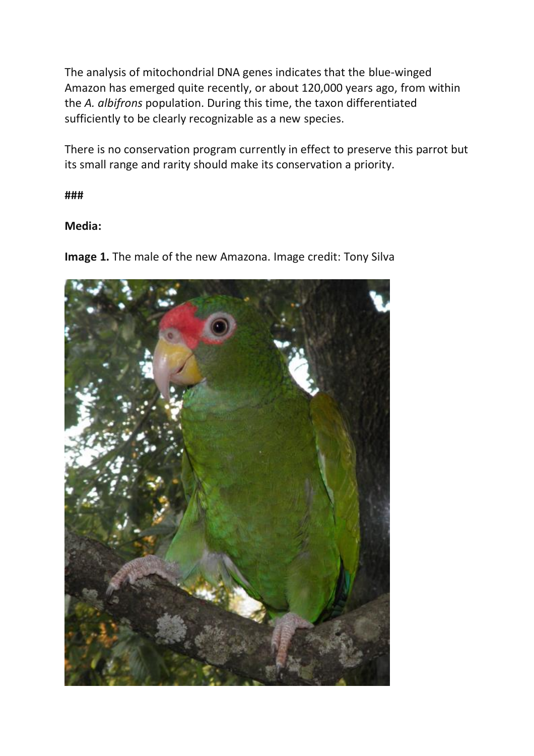The analysis of mitochondrial DNA genes indicates that the blue-winged Amazon has emerged quite recently, or about 120,000 years ago, from within the *A. albifrons* population. During this time, the taxon differentiated sufficiently to be clearly recognizable as a new species.

There is no conservation program currently in effect to preserve this parrot but its small range and rarity should make its conservation a priority.

**###**

**Media:**

**Image 1.** The male of the new Amazona. Image credit: Tony Silva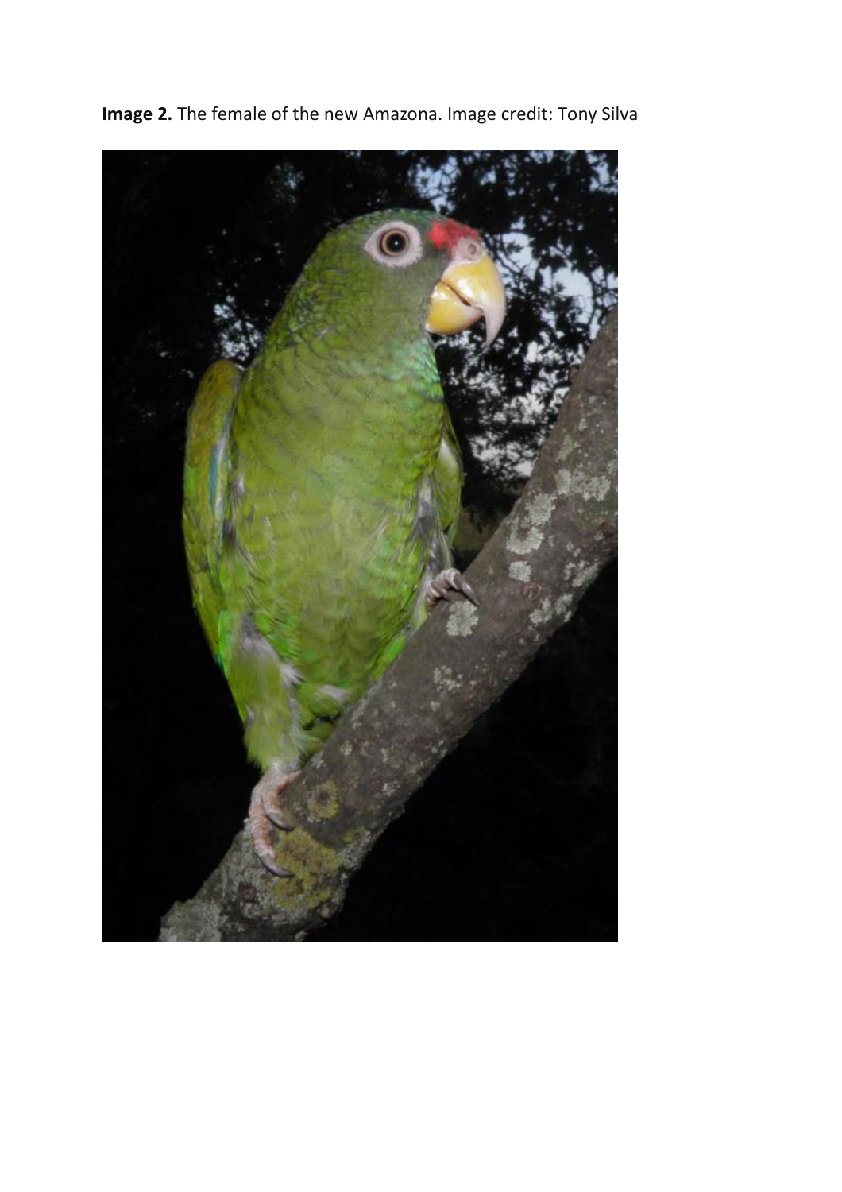**Image 2.** The female of the new Amazona. Image credit: Tony Silva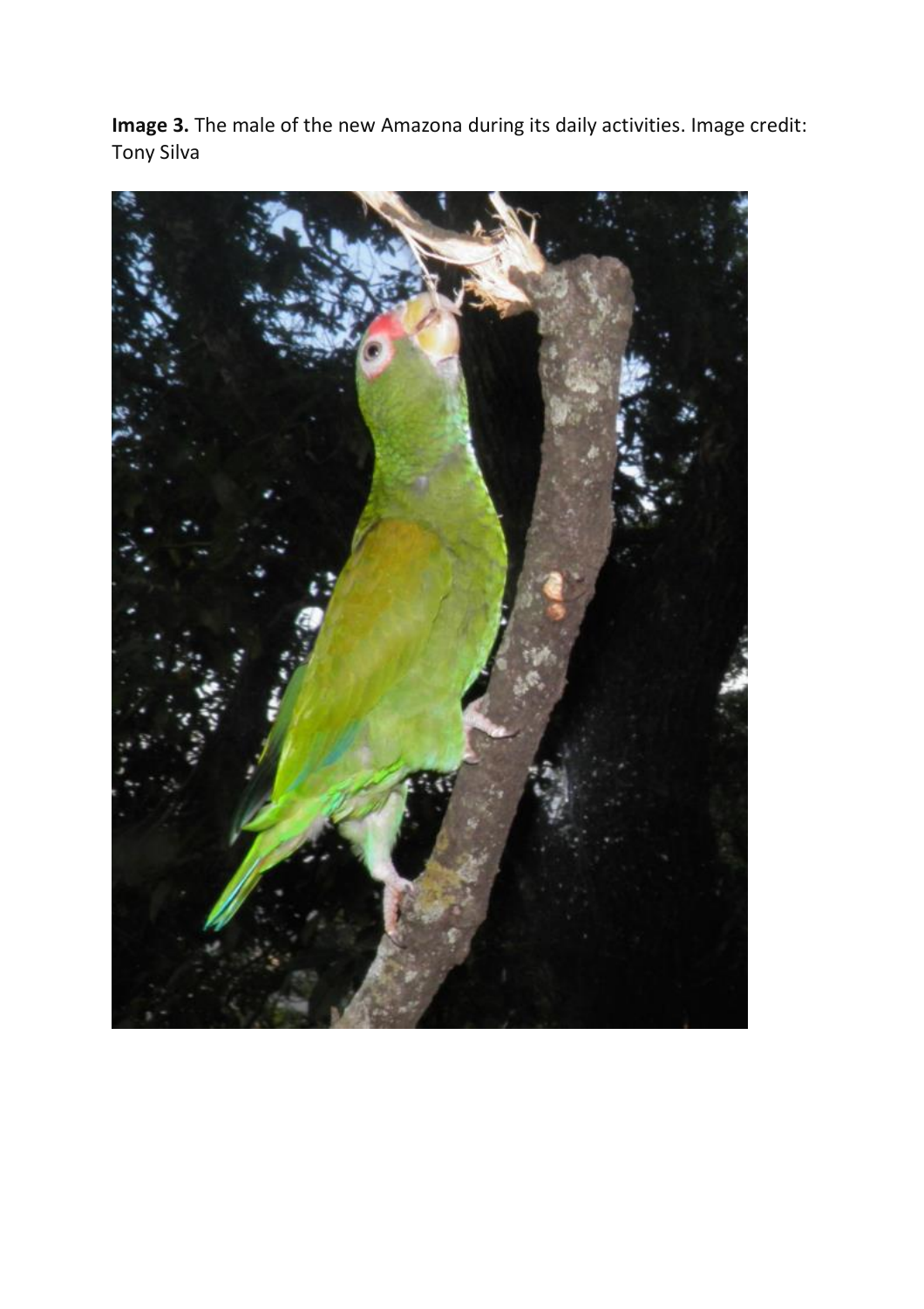**Image 3.** The male of the new Amazona during its daily activities. Image credit: Tony Silva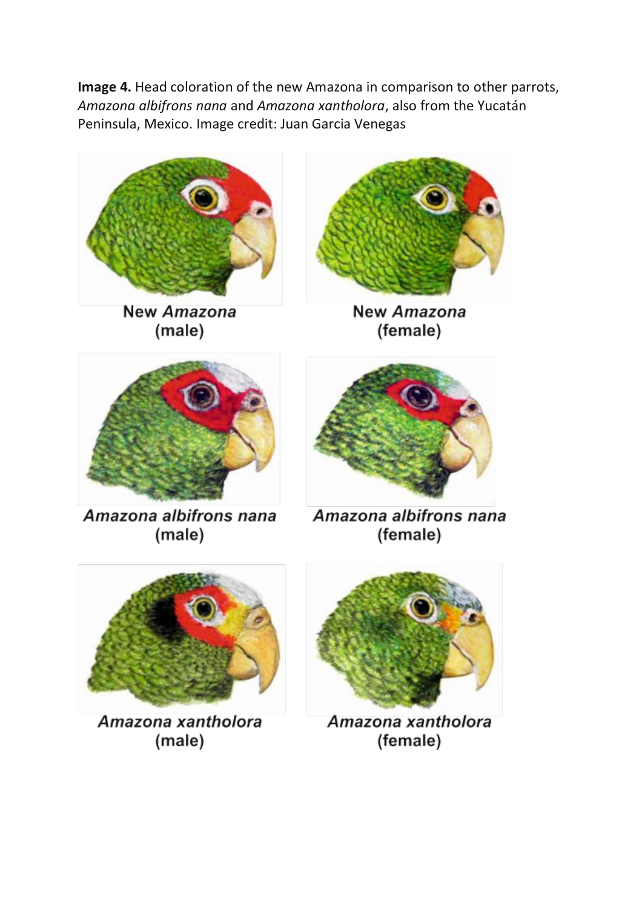**Image 4.** Head coloration of the new Amazona in comparison to other parrots, *Amazona albifrons nana* and *Amazona xantholora*, also from the Yucatán Peninsula, Mexico. Image credit: Juan Garcia Venegas

New *Amazona* (male)

New *Amazona* (female)

*Amazona albifrons nana* (male)

*Amazona albifrons nana* (female)

*Amazona xantholora* (male)

*Amazona xantholora* (female)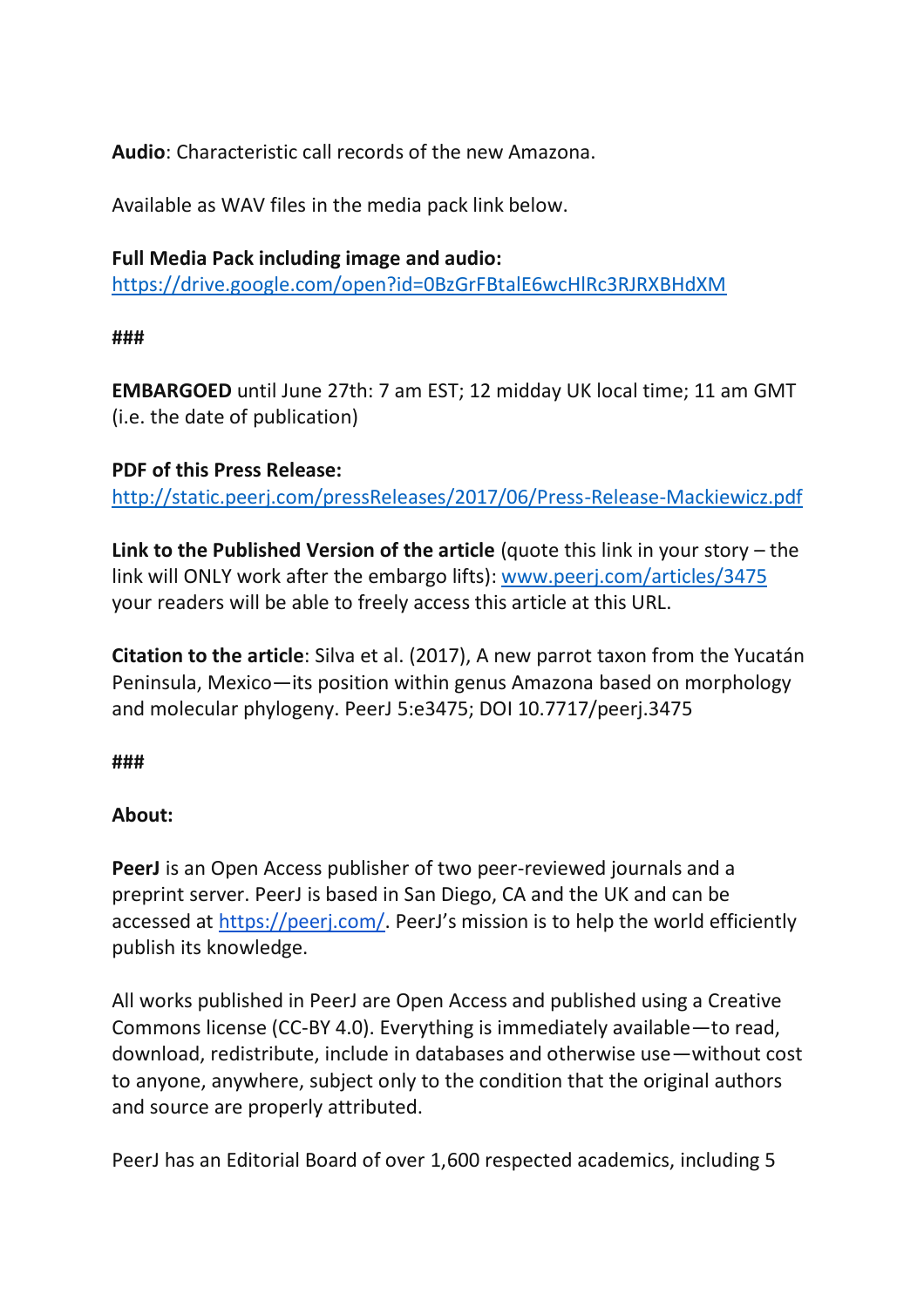**Audio**: Characteristic call records of the new Amazona.

Available as WAV files in the media pack link below.

**Full Media Pack including image and audio:**
[https://drive.google.com/open?id=0BzGrFBtalE6wcHlRc3RJRXBHdXM](https://drive.google.com/open?id=0BzGrFBtalE6wcHlRc3RJRXBHdXM)

**###**

**EMBARGOED** until June 27th: 7 am EST; 12 midday UK local time; 11 am GMT (i.e. the date of publication)

**PDF of this Press Release:**
[http://static.peerj.com/pressReleases/2017/06/Press-Release-Mackiewicz.pdf](http://static.peerj.com/pressReleases/2017/06/Press-Release-Mackiewicz.pdf)

**Link to the Published Version of the article** (quote this link in your story – the link will ONLY work after the embargo lifts): [www.peerj.com/articles/3475](www.peerj.com/articles/3475) your readers will be able to freely access this article at this URL.

**Citation to the article**: Silva et al. (2017), A new parrot taxon from the Yucatán Peninsula, Mexico—its position within genus Amazona based on morphology and molecular phylogeny. PeerJ 5:e3475; DOI 10.7717/peerj.3475

**###**

**About:**

**PeerJ** is an Open Access publisher of two peer-reviewed journals and a preprint server. PeerJ is based in San Diego, CA and the UK and can be accessed at [https://peerj.com/](https://peerj.com/). PeerJ's mission is to help the world efficiently publish its knowledge.

All works published in PeerJ are Open Access and published using a Creative Commons license (CC-BY 4.0). Everything is immediately available—to read, download, redistribute, include in databases and otherwise use—without cost to anyone, anywhere, subject only to the condition that the original authors and source are properly attributed.

PeerJ has an Editorial Board of over 1,600 respected academics, including 5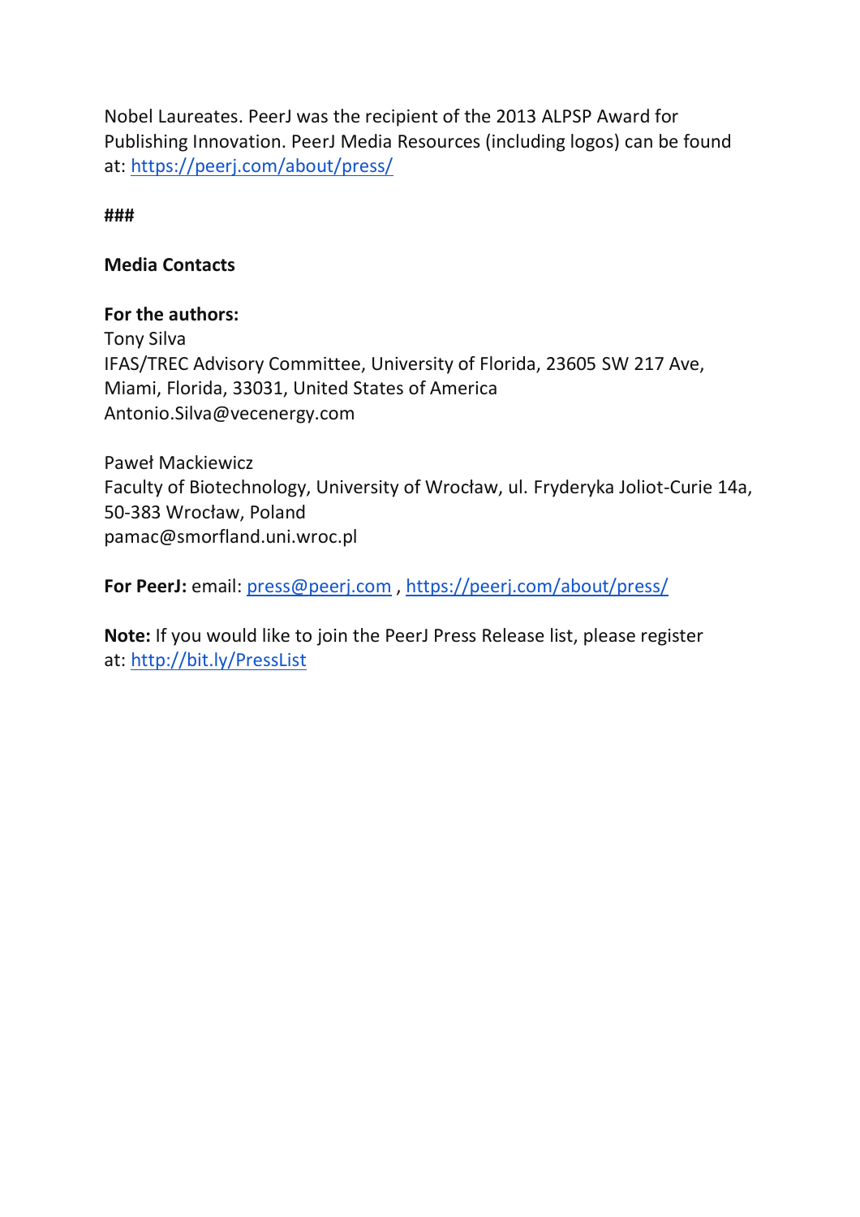Nobel Laureates. PeerJ was the recipient of the 2013 ALPSP Award for Publishing Innovation. PeerJ Media Resources (including logos) can be found at: https://peerj.com/about/press/

###

**Media Contacts**

**For the authors:**
Tony Silva
IFAS/TREC Advisory Committee, University of Florida, 23605 SW 217 Ave, Miami, Florida, 33031, United States of America
Antonio.Silva@vecenergy.com

Paweł Mackiewicz
Faculty of Biotechnology, University of Wrocław, ul. Fryderyka Joliot-Curie 14a, 50-383 Wrocław, Poland
pamac@smorfland.uni.wroc.pl

**For PeerJ:** email: press@peerj.com , https://peerj.com/about/press/

**Note:** If you would like to join the PeerJ Press Release list, please register at: http://bit.ly/PressList